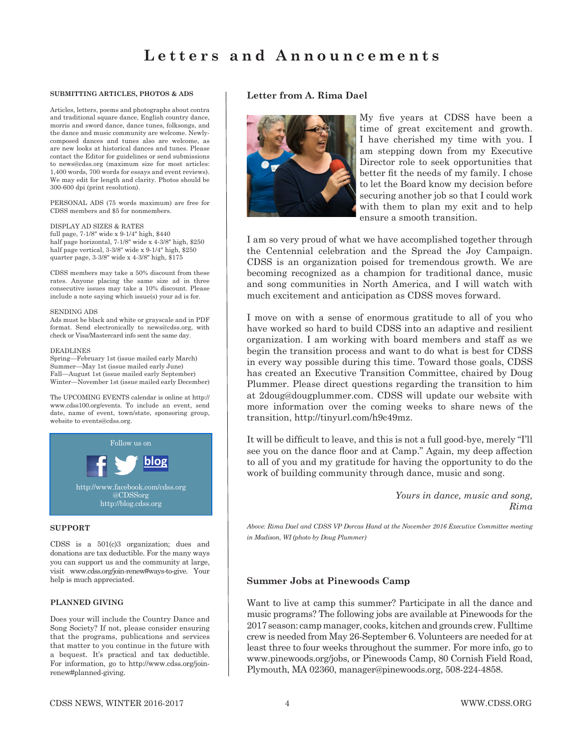# Letters and Announcements

### SUBMITTING ARTICLES, PHOTOS & ADS

Articles, letters, poems and photographs about contra and traditional square dance, English country dance, morris and sword dance, dance tunes, folksongs, and the dance and music community are welcome. Newly-composed dances and tunes also are welcome, as are new looks at historical dances and tunes. Please contact the Editor for guidelines or send submissions to news@cdss.org (maximum size for most articles: 1,400 words, 700 words for essays and event reviews). We may edit for length and clarity. Photos should be 300-600 dpi (print resolution).

PERSONAL ADS (75 words maximum) are free for CDSS members and $5 for nonmembers.

DISPLAY AD SIZES & RATES
full page, 7-1/8″ wide x 9-1/4″ high, $440
half page horizontal, 7-1/8″ wide x 4-3/8″ high, $250
half page vertical, 3-3/8″ wide x 9-1/4″ high, $250
quarter page, 3-3/8″ wide x 4-3/8″ high, $175

CDSS members may take a 50% discount from these rates. Anyone placing the same size ad in three consecutive issues may take a 10% discount. Please include a note saying which issue(s) your ad is for.

SENDING ADS
Ads must be black and white or grayscale and in PDF format. Send electronically to news@cdss.org, with check or Visa/Mastercard info sent the same day.

DEADLINES
Spring—February 1st (issue mailed early March)
Summer—May 1st (issue mailed early June)
Fall—August 1st (issue mailed early September)
Winter—November 1st (issue mailed early December)

The UPCOMING EVENTS calendar is online at http://www.cdss100.org/events. To include an event, send date, name of event, town/state, sponsoring group, website to events@cdss.org.

Follow us on

http://www.facebook.com/cdss.org
@CDSSorg
http://blog.cdss.org

### SUPPORT

CDSS is a 501(c)3 organization; dues and donations are tax deductible. For the many ways you can support us and the community at large, visit www.cdss.org/join-renew#ways-to-give. Your help is much appreciated.

### PLANNED GIVING

Does your will include the Country Dance and Song Society? If not, please consider ensuring that the programs, publications and services that matter to you continue in the future with a bequest. It's practical and tax deductible. For information, go to http://www.cdss.org/join-renew#planned-giving.

## Letter from A. Rima Dael

My five years at CDSS have been a time of great excitement and growth. I have cherished my time with you. I am stepping down from my Executive Director role to seek opportunities that better fit the needs of my family. I chose to let the Board know my decision before securing another job so that I could work with them to plan my exit and to help ensure a smooth transition.

I am so very proud of what we have accomplished together through the Centennial celebration and the Spread the Joy Campaign. CDSS is an organization poised for tremendous growth. We are becoming recognized as a champion for traditional dance, music and song communities in North America, and I will watch with much excitement and anticipation as CDSS moves forward.

I move on with a sense of enormous gratitude to all of you who have worked so hard to build CDSS into an adaptive and resilient organization. I am working with board members and staff as we begin the transition process and want to do what is best for CDSS in every way possible during this time. Toward those goals, CDSS has created an Executive Transition Committee, chaired by Doug Plummer. Please direct questions regarding the transition to him at 2doug@dougplummer.com. CDSS will update our website with more information over the coming weeks to share news of the transition, http://tinyurl.com/h9c49mz.

It will be difficult to leave, and this is not a full good-bye, merely "I'll see you on the dance floor and at Camp." Again, my deep affection to all of you and my gratitude for having the opportunity to do the work of building community through dance, music and song.

*Yours in dance, music and song,*
*Rima*

*Above: Rima Dael and CDSS VP Dorcas Hand at the November 2016 Executive Committee meeting in Madison, WI (photo by Doug Plummer)*

## Summer Jobs at Pinewoods Camp

Want to live at camp this summer? Participate in all the dance and music programs? The following jobs are available at Pinewoods for the 2017 season: camp manager, cooks, kitchen and grounds crew. Fulltime crew is needed from May 26-September 6. Volunteers are needed for at least three to four weeks throughout the summer. For more info, go to www.pinewoods.org/jobs, or Pinewoods Camp, 80 Cornish Field Road, Plymouth, MA 02360, manager@pinewoods.org, 508-224-4858.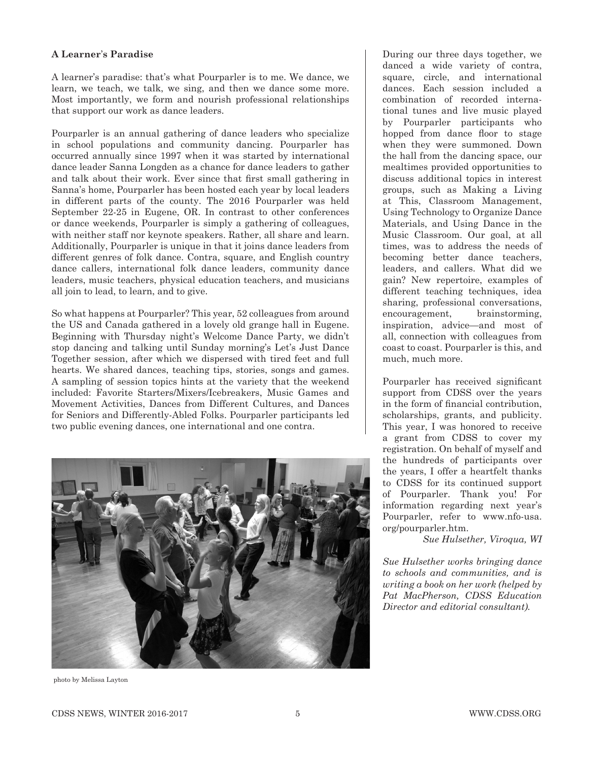**A Learner's Paradise**

A learner's paradise: that's what Pourparler is to me. We dance, we learn, we teach, we talk, we sing, and then we dance some more. Most importantly, we form and nourish professional relationships that support our work as dance leaders.

Pourparler is an annual gathering of dance leaders who specialize in school populations and community dancing. Pourparler has occurred annually since 1997 when it was started by international dance leader Sanna Longden as a chance for dance leaders to gather and talk about their work. Ever since that first small gathering in Sanna's home, Pourparler has been hosted each year by local leaders in different parts of the county. The 2016 Pourparler was held September 22-25 in Eugene, OR. In contrast to other conferences or dance weekends, Pourparler is simply a gathering of colleagues, with neither staff nor keynote speakers. Rather, all share and learn. Additionally, Pourparler is unique in that it joins dance leaders from different genres of folk dance. Contra, square, and English country dance callers, international folk dance leaders, community dance leaders, music teachers, physical education teachers, and musicians all join to lead, to learn, and to give.

So what happens at Pourparler? This year, 52 colleagues from around the US and Canada gathered in a lovely old grange hall in Eugene. Beginning with Thursday night's Welcome Dance Party, we didn't stop dancing and talking until Sunday morning's Let's Just Dance Together session, after which we dispersed with tired feet and full hearts. We shared dances, teaching tips, stories, songs and games. A sampling of session topics hints at the variety that the weekend included: Favorite Starters/Mixers/Icebreakers, Music Games and Movement Activities, Dances from Different Cultures, and Dances for Seniors and Differently-Abled Folks. Pourparler participants led two public evening dances, one international and one contra.

photo by Melissa Layton

During our three days together, we danced a wide variety of contra, square, circle, and international dances. Each session included a combination of recorded international tunes and live music played by Pourparler participants who hopped from dance floor to stage when they were summoned. Down the hall from the dancing space, our mealtimes provided opportunities to discuss additional topics in interest groups, such as Making a Living at This, Classroom Management, Using Technology to Organize Dance Materials, and Using Dance in the Music Classroom. Our goal, at all times, was to address the needs of becoming better dance teachers, leaders, and callers. What did we gain? New repertoire, examples of different teaching techniques, idea sharing, professional conversations, encouragement, brainstorming, inspiration, advice—and most of all, connection with colleagues from coast to coast. Pourparler is this, and much, much more.

Pourparler has received significant support from CDSS over the years in the form of financial contribution, scholarships, grants, and publicity. This year, I was honored to receive a grant from CDSS to cover my registration. On behalf of myself and the hundreds of participants over the years, I offer a heartfelt thanks to CDSS for its continued support of Pourparler. Thank you! For information regarding next year's Pourparler, refer to www.nfo-usa.org/pourparler.htm.

*Sue Hulsether, Viroqua, WI*

*Sue Hulsether works bringing dance to schools and communities, and is writing a book on her work (helped by Pat MacPherson, CDSS Education Director and editorial consultant).*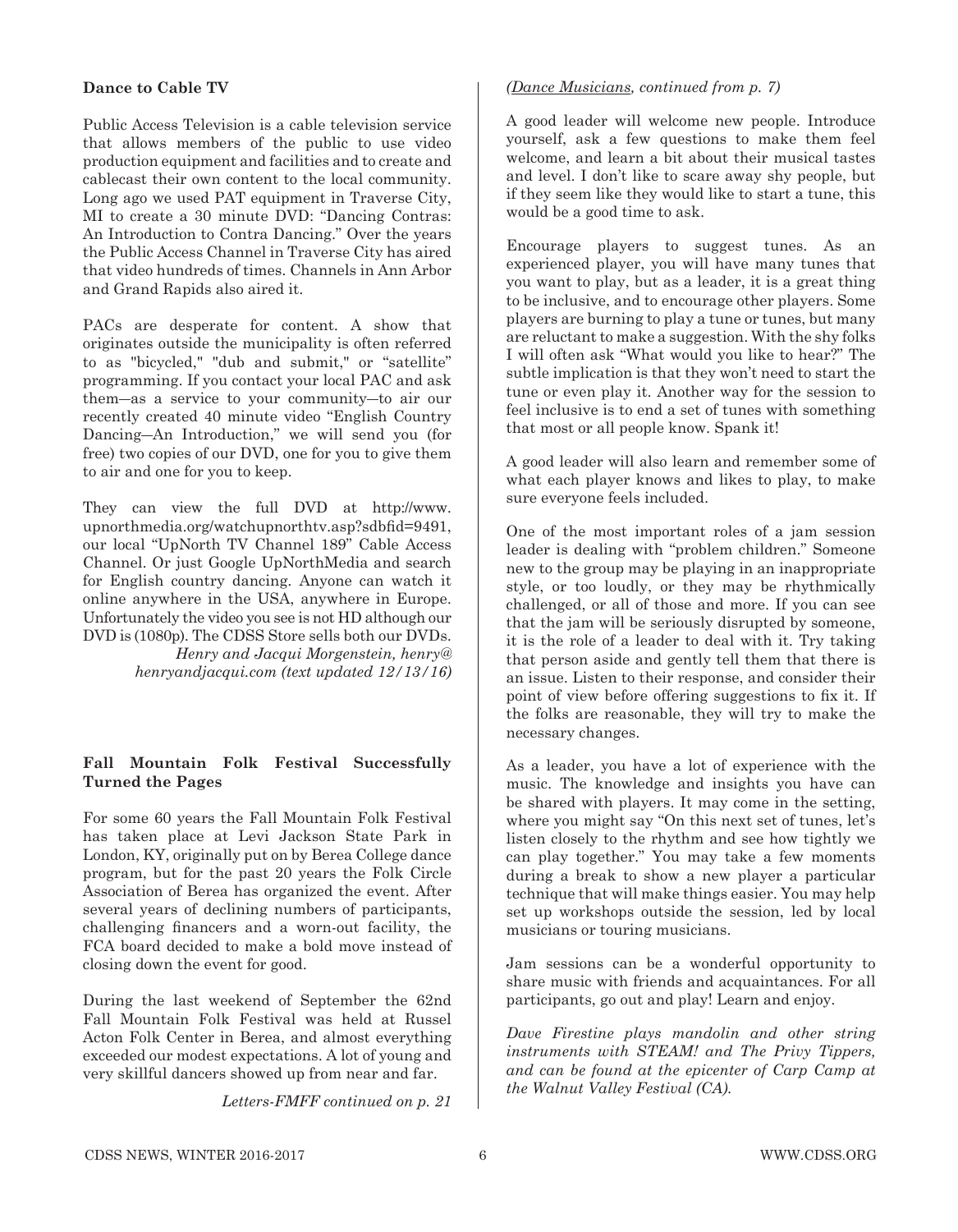**Dance to Cable TV**

Public Access Television is a cable television service that allows members of the public to use video production equipment and facilities and to create and cablecast their own content to the local community. Long ago we used PAT equipment in Traverse City, MI to create a 30 minute DVD: "Dancing Contras: An Introduction to Contra Dancing." Over the years the Public Access Channel in Traverse City has aired that video hundreds of times. Channels in Ann Arbor and Grand Rapids also aired it.

PACs are desperate for content. A show that originates outside the municipality is often referred to as "bicycled," "dub and submit," or "satellite" programming. If you contact your local PAC and ask them—as a service to your community—to air our recently created 40 minute video "English Country Dancing—An Introduction," we will send you (for free) two copies of our DVD, one for you to give them to air and one for you to keep.

They can view the full DVD at http://www.upnorthmedia.org/watchupnorthtv.asp?sdbfid=9491, our local "UpNorth TV Channel 189" Cable Access Channel. Or just Google UpNorthMedia and search for English country dancing. Anyone can watch it online anywhere in the USA, anywhere in Europe. Unfortunately the video you see is not HD although our DVD is (1080p). The CDSS Store sells both our DVDs.

*Henry and Jacqui Morgenstein, henry@henryandjacqui.com (text updated 12/13/16)*

**Fall Mountain Folk Festival Successfully Turned the Pages**

For some 60 years the Fall Mountain Folk Festival has taken place at Levi Jackson State Park in London, KY, originally put on by Berea College dance program, but for the past 20 years the Folk Circle Association of Berea has organized the event. After several years of declining numbers of participants, challenging financers and a worn-out facility, the FCA board decided to make a bold move instead of closing down the event for good.

During the last weekend of September the 62nd Fall Mountain Folk Festival was held at Russel Acton Folk Center in Berea, and almost everything exceeded our modest expectations. A lot of young and very skillful dancers showed up from near and far.

*Letters-FMFF continued on p. 21*

*(Dance Musicians, continued from p. 7)*

A good leader will welcome new people. Introduce yourself, ask a few questions to make them feel welcome, and learn a bit about their musical tastes and level. I don't like to scare away shy people, but if they seem like they would like to start a tune, this would be a good time to ask.

Encourage players to suggest tunes. As an experienced player, you will have many tunes that you want to play, but as a leader, it is a great thing to be inclusive, and to encourage other players. Some players are burning to play a tune or tunes, but many are reluctant to make a suggestion. With the shy folks I will often ask "What would you like to hear?" The subtle implication is that they won't need to start the tune or even play it. Another way for the session to feel inclusive is to end a set of tunes with something that most or all people know. Spank it!

A good leader will also learn and remember some of what each player knows and likes to play, to make sure everyone feels included.

One of the most important roles of a jam session leader is dealing with "problem children." Someone new to the group may be playing in an inappropriate style, or too loudly, or they may be rhythmically challenged, or all of those and more. If you can see that the jam will be seriously disrupted by someone, it is the role of a leader to deal with it. Try taking that person aside and gently tell them that there is an issue. Listen to their response, and consider their point of view before offering suggestions to fix it. If the folks are reasonable, they will try to make the necessary changes.

As a leader, you have a lot of experience with the music. The knowledge and insights you have can be shared with players. It may come in the setting, where you might say "On this next set of tunes, let's listen closely to the rhythm and see how tightly we can play together." You may take a few moments during a break to show a new player a particular technique that will make things easier. You may help set up workshops outside the session, led by local musicians or touring musicians.

Jam sessions can be a wonderful opportunity to share music with friends and acquaintances. For all participants, go out and play! Learn and enjoy.

*Dave Firestine plays mandolin and other string instruments with STEAM! and The Privy Tippers, and can be found at the epicenter of Carp Camp at the Walnut Valley Festival (CA).*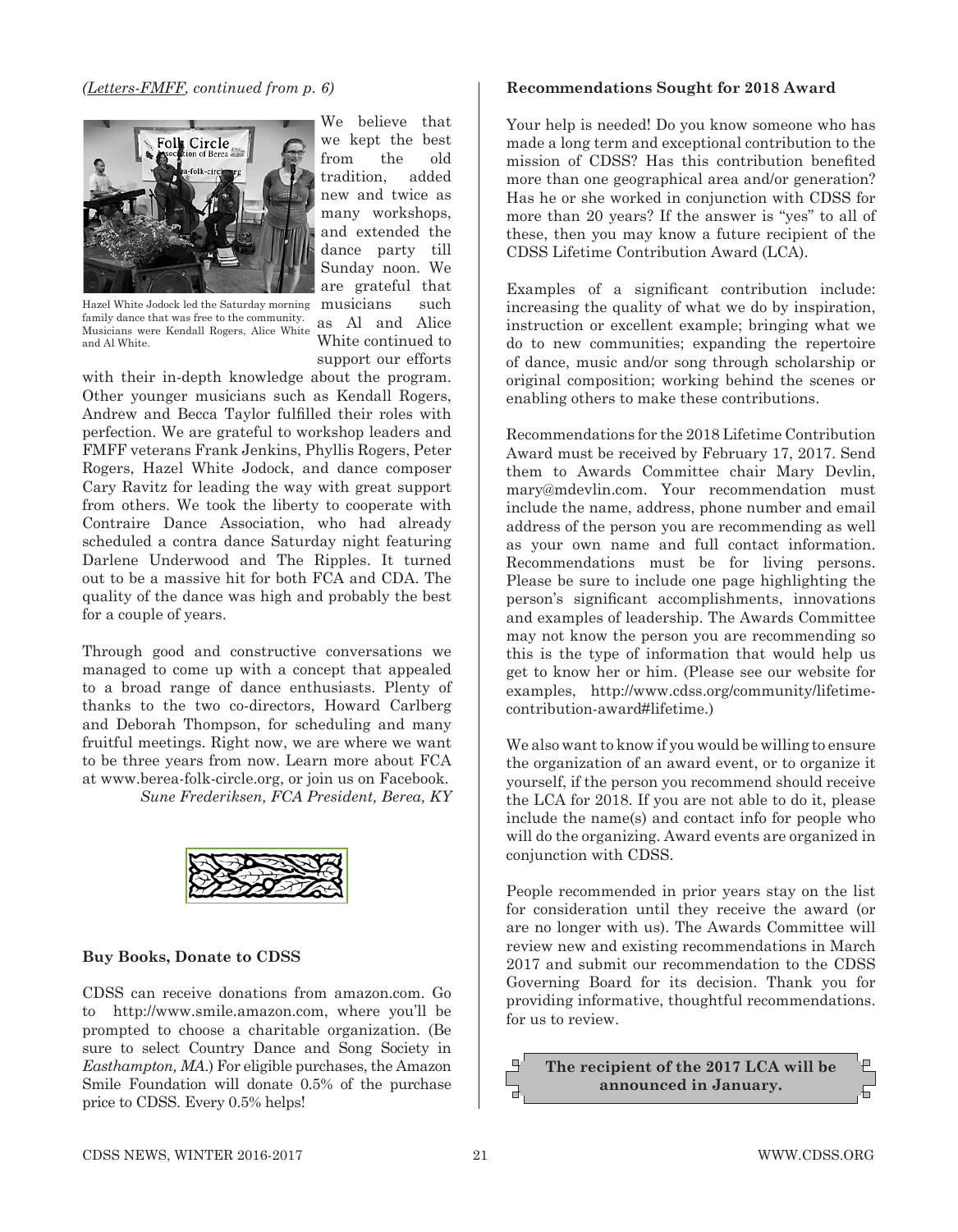*(Letters-FMFF, continued from p. 6)*

Hazel White Jodock led the Saturday morning family dance that was free to the community. Musicians were Kendall Rogers, Alice White and Al White.

We believe that we kept the best from the old tradition, added new and twice as many workshops, and extended the dance party till Sunday noon. We are grateful that musicians such as Al and Alice White continued to support our efforts with their in-depth knowledge about the program. Other younger musicians such as Kendall Rogers, Andrew and Becca Taylor fulfilled their roles with perfection. We are grateful to workshop leaders and FMFF veterans Frank Jenkins, Phyllis Rogers, Peter Rogers, Hazel White Jodock, and dance composer Cary Ravitz for leading the way with great support from others. We took the liberty to cooperate with Contraire Dance Association, who had already scheduled a contra dance Saturday night featuring Darlene Underwood and The Ripples. It turned out to be a massive hit for both FCA and CDA. The quality of the dance was high and probably the best for a couple of years.

Through good and constructive conversations we managed to come up with a concept that appealed to a broad range of dance enthusiasts. Plenty of thanks to the two co-directors, Howard Carlberg and Deborah Thompson, for scheduling and many fruitful meetings. Right now, we are where we want to be three years from now. Learn more about FCA at www.berea-folk-circle.org, or join us on Facebook.

*Sune Frederiksen, FCA President, Berea, KY*

**Buy Books, Donate to CDSS**

CDSS can receive donations from amazon.com. Go to http://www.smile.amazon.com, where you'll be prompted to choose a charitable organization. (Be sure to select Country Dance and Song Society in *Easthampton, MA*.) For eligible purchases, the Amazon Smile Foundation will donate 0.5% of the purchase price to CDSS. Every 0.5% helps!

**Recommendations Sought for 2018 Award**

Your help is needed! Do you know someone who has made a long term and exceptional contribution to the mission of CDSS? Has this contribution benefited more than one geographical area and/or generation? Has he or she worked in conjunction with CDSS for more than 20 years? If the answer is "yes" to all of these, then you may know a future recipient of the CDSS Lifetime Contribution Award (LCA).

Examples of a significant contribution include: increasing the quality of what we do by inspiration, instruction or excellent example; bringing what we do to new communities; expanding the repertoire of dance, music and/or song through scholarship or original composition; working behind the scenes or enabling others to make these contributions.

Recommendations for the 2018 Lifetime Contribution Award must be received by February 17, 2017. Send them to Awards Committee chair Mary Devlin, mary@mdevlin.com. Your recommendation must include the name, address, phone number and email address of the person you are recommending as well as your own name and full contact information. Recommendations must be for living persons. Please be sure to include one page highlighting the person's significant accomplishments, innovations and examples of leadership. The Awards Committee may not know the person you are recommending so this is the type of information that would help us get to know her or him. (Please see our website for examples, http://www.cdss.org/community/lifetime-contribution-award#lifetime.)

We also want to know if you would be willing to ensure the organization of an award event, or to organize it yourself, if the person you recommend should receive the LCA for 2018. If you are not able to do it, please include the name(s) and contact info for people who will do the organizing. Award events are organized in conjunction with CDSS.

People recommended in prior years stay on the list for consideration until they receive the award (or are no longer with us). The Awards Committee will review new and existing recommendations in March 2017 and submit our recommendation to the CDSS Governing Board for its decision. Thank you for providing informative, thoughtful recommendations. for us to review.

**The recipient of the 2017 LCA will be announced in January.**